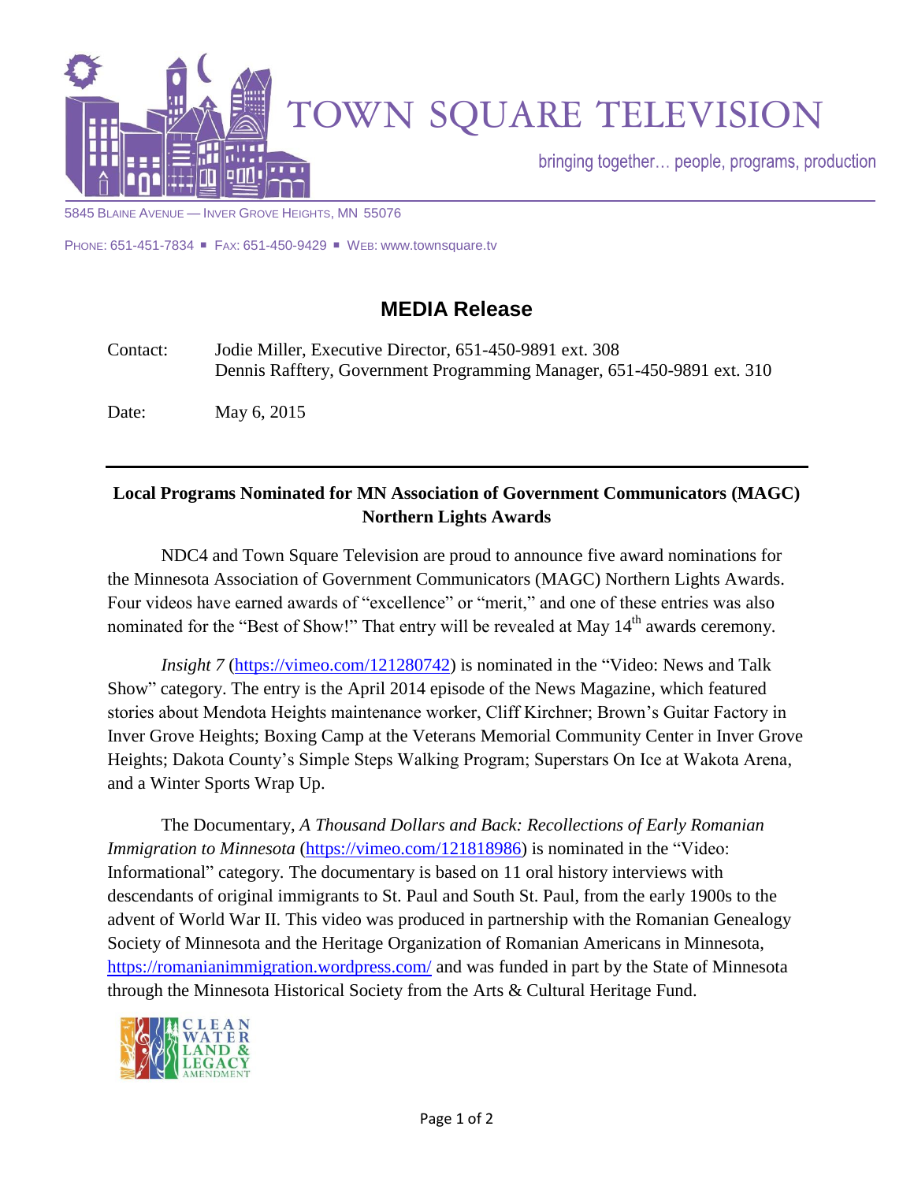# TOWN SQUARE TELEVISION

bringing together… people, programs, production

5845 Blaine Avenue — Inver Grove Heights, MN 55076

Phone: 651-451-7834 ■ Fax: 651-450-9429 ■ Web: www.townsquare.tv

## MEDIA Release

Contact: Jodie Miller, Executive Director, 651-450-9891 ext. 308
Dennis Rafftery, Government Programming Manager, 651-450-9891 ext. 310

Date: May 6, 2015

---

**Local Programs Nominated for MN Association of Government Communicators (MAGC) Northern Lights Awards**

NDC4 and Town Square Television are proud to announce five award nominations for the Minnesota Association of Government Communicators (MAGC) Northern Lights Awards. Four videos have earned awards of "excellence" or "merit," and one of these entries was also nominated for the "Best of Show!" That entry will be revealed at May 14th awards ceremony.

*Insight 7* (https://vimeo.com/121280742) is nominated in the "Video: News and Talk Show" category. The entry is the April 2014 episode of the News Magazine, which featured stories about Mendota Heights maintenance worker, Cliff Kirchner; Brown's Guitar Factory in Inver Grove Heights; Boxing Camp at the Veterans Memorial Community Center in Inver Grove Heights; Dakota County's Simple Steps Walking Program; Superstars On Ice at Wakota Arena, and a Winter Sports Wrap Up.

The Documentary, *A Thousand Dollars and Back: Recollections of Early Romanian Immigration to Minnesota* (https://vimeo.com/121818986) is nominated in the "Video: Informational" category. The documentary is based on 11 oral history interviews with descendants of original immigrants to St. Paul and South St. Paul, from the early 1900s to the advent of World War II. This video was produced in partnership with the Romanian Genealogy Society of Minnesota and the Heritage Organization of Romanian Americans in Minnesota, https://romanianimmigration.wordpress.com/ and was funded in part by the State of Minnesota through the Minnesota Historical Society from the Arts & Cultural Heritage Fund.

CLEAN WATER LAND & LEGACY AMENDMENT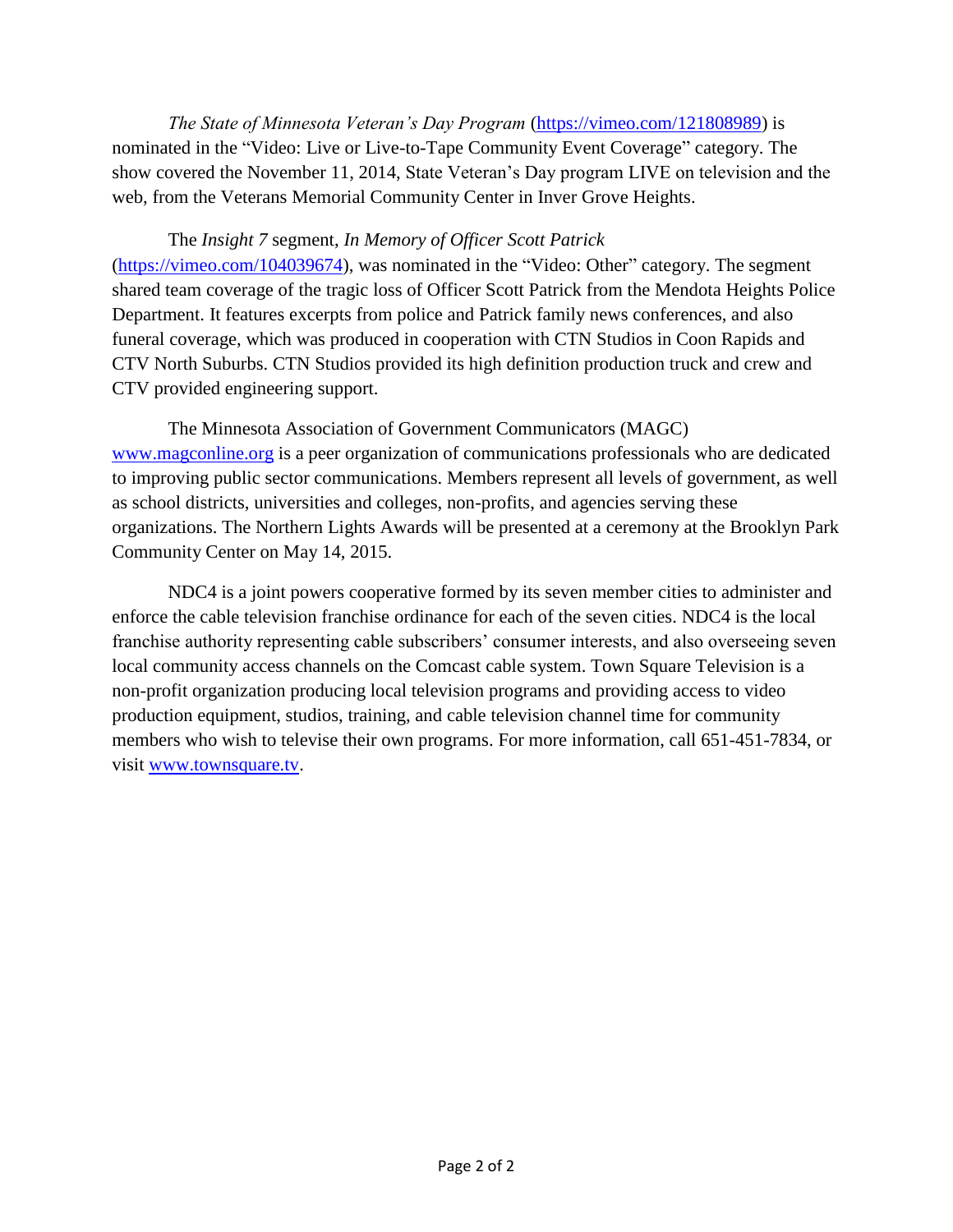*The State of Minnesota Veteran's Day Program* (https://vimeo.com/121808989) is nominated in the "Video: Live or Live-to-Tape Community Event Coverage" category. The show covered the November 11, 2014, State Veteran's Day program LIVE on television and the web, from the Veterans Memorial Community Center in Inver Grove Heights.

The *Insight 7* segment, *In Memory of Officer Scott Patrick* (https://vimeo.com/104039674), was nominated in the "Video: Other" category. The segment shared team coverage of the tragic loss of Officer Scott Patrick from the Mendota Heights Police Department. It features excerpts from police and Patrick family news conferences, and also funeral coverage, which was produced in cooperation with CTN Studios in Coon Rapids and CTV North Suburbs. CTN Studios provided its high definition production truck and crew and CTV provided engineering support.

The Minnesota Association of Government Communicators (MAGC) www.magconline.org is a peer organization of communications professionals who are dedicated to improving public sector communications. Members represent all levels of government, as well as school districts, universities and colleges, non-profits, and agencies serving these organizations. The Northern Lights Awards will be presented at a ceremony at the Brooklyn Park Community Center on May 14, 2015.

NDC4 is a joint powers cooperative formed by its seven member cities to administer and enforce the cable television franchise ordinance for each of the seven cities. NDC4 is the local franchise authority representing cable subscribers' consumer interests, and also overseeing seven local community access channels on the Comcast cable system. Town Square Television is a non-profit organization producing local television programs and providing access to video production equipment, studios, training, and cable television channel time for community members who wish to televise their own programs. For more information, call 651-451-7834, or visit www.townsquare.tv.